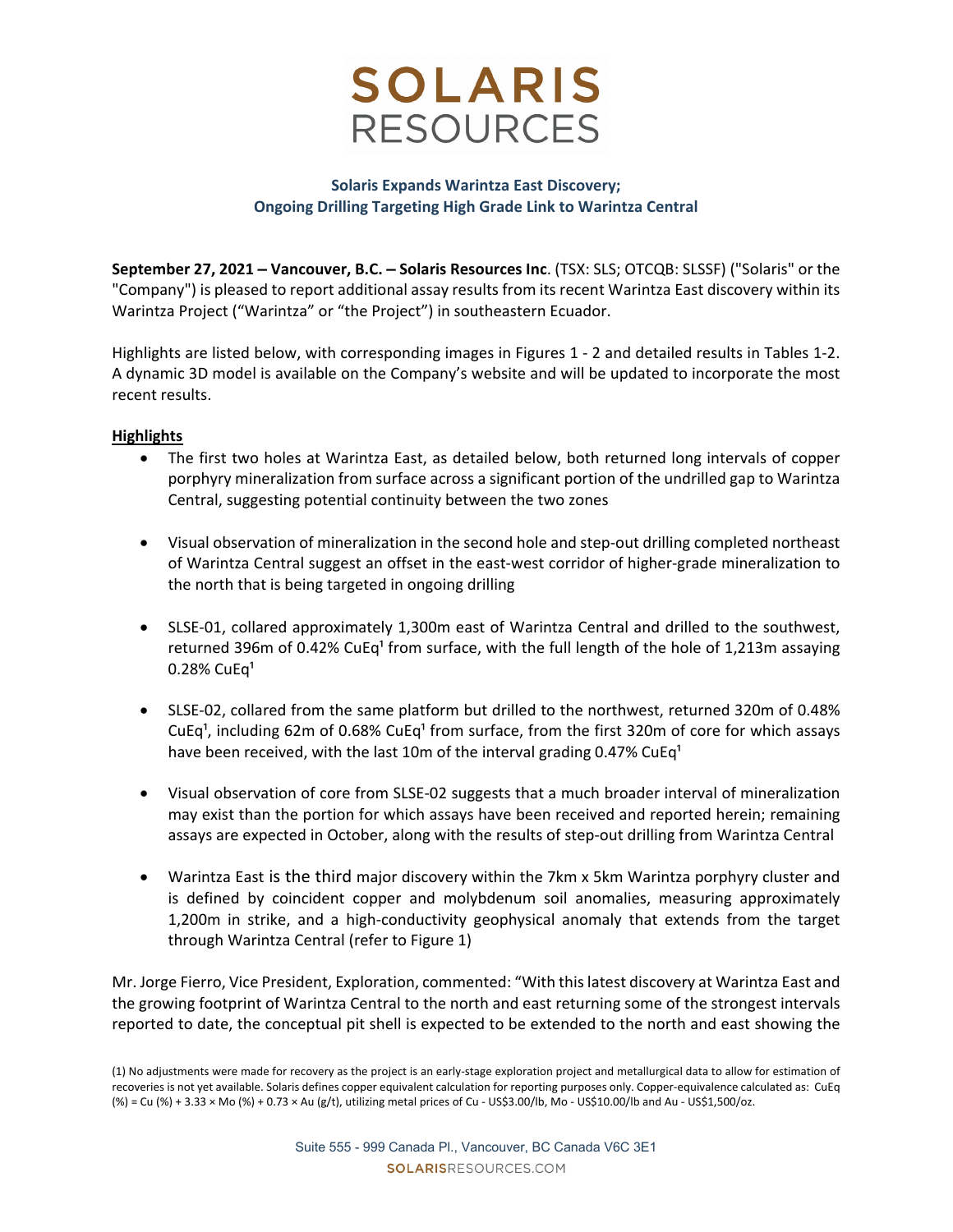# SOLARIS RESOURCES

## Solaris Expands Warintza East Discovery; Ongoing Drilling Targeting High Grade Link to Warintza Central

**September 27, 2021 – Vancouver, B.C. – Solaris Resources Inc**. (TSX: SLS; OTCQB: SLSSF) ("Solaris" or the "Company") is pleased to report additional assay results from its recent Warintza East discovery within its Warintza Project ("Warintza" or "the Project") in southeastern Ecuador.

Highlights are listed below, with corresponding images in Figures 1 - 2 and detailed results in Tables 1-2. A dynamic 3D model is available on the Company's website and will be updated to incorporate the most recent results.

**Highlights**

- The first two holes at Warintza East, as detailed below, both returned long intervals of copper porphyry mineralization from surface across a significant portion of the undrilled gap to Warintza Central, suggesting potential continuity between the two zones
- Visual observation of mineralization in the second hole and step-out drilling completed northeast of Warintza Central suggest an offset in the east-west corridor of higher-grade mineralization to the north that is being targeted in ongoing drilling
- SLSE-01, collared approximately 1,300m east of Warintza Central and drilled to the southwest, returned 396m of 0.42% CuEq[1] from surface, with the full length of the hole of 1,213m assaying 0.28% CuEq[1]
- SLSE-02, collared from the same platform but drilled to the northwest, returned 320m of 0.48% CuEq[1], including 62m of 0.68% CuEq[1] from surface, from the first 320m of core for which assays have been received, with the last 10m of the interval grading 0.47% CuEq[1]
- Visual observation of core from SLSE-02 suggests that a much broader interval of mineralization may exist than the portion for which assays have been received and reported herein; remaining assays are expected in October, along with the results of step-out drilling from Warintza Central
- Warintza East is the third major discovery within the 7km x 5km Warintza porphyry cluster and is defined by coincident copper and molybdenum soil anomalies, measuring approximately 1,200m in strike, and a high-conductivity geophysical anomaly that extends from the target through Warintza Central (refer to Figure 1)

Mr. Jorge Fierro, Vice President, Exploration, commented: "With this latest discovery at Warintza East and the growing footprint of Warintza Central to the north and east returning some of the strongest intervals reported to date, the conceptual pit shell is expected to be extended to the north and east showing the

(1) No adjustments were made for recovery as the project is an early-stage exploration project and metallurgical data to allow for estimation of recoveries is not yet available. Solaris defines copper equivalent calculation for reporting purposes only. Copper-equivalence calculated as: CuEq (%) = Cu (%) + 3.33 × Mo (%) + 0.73 × Au (g/t), utilizing metal prices of Cu - US$3.00/lb, Mo - US$10.00/lb and Au - US$1,500/oz.

Suite 555 - 999 Canada Pl., Vancouver, BC Canada V6C 3E1
SOLARISRESOURCES.COM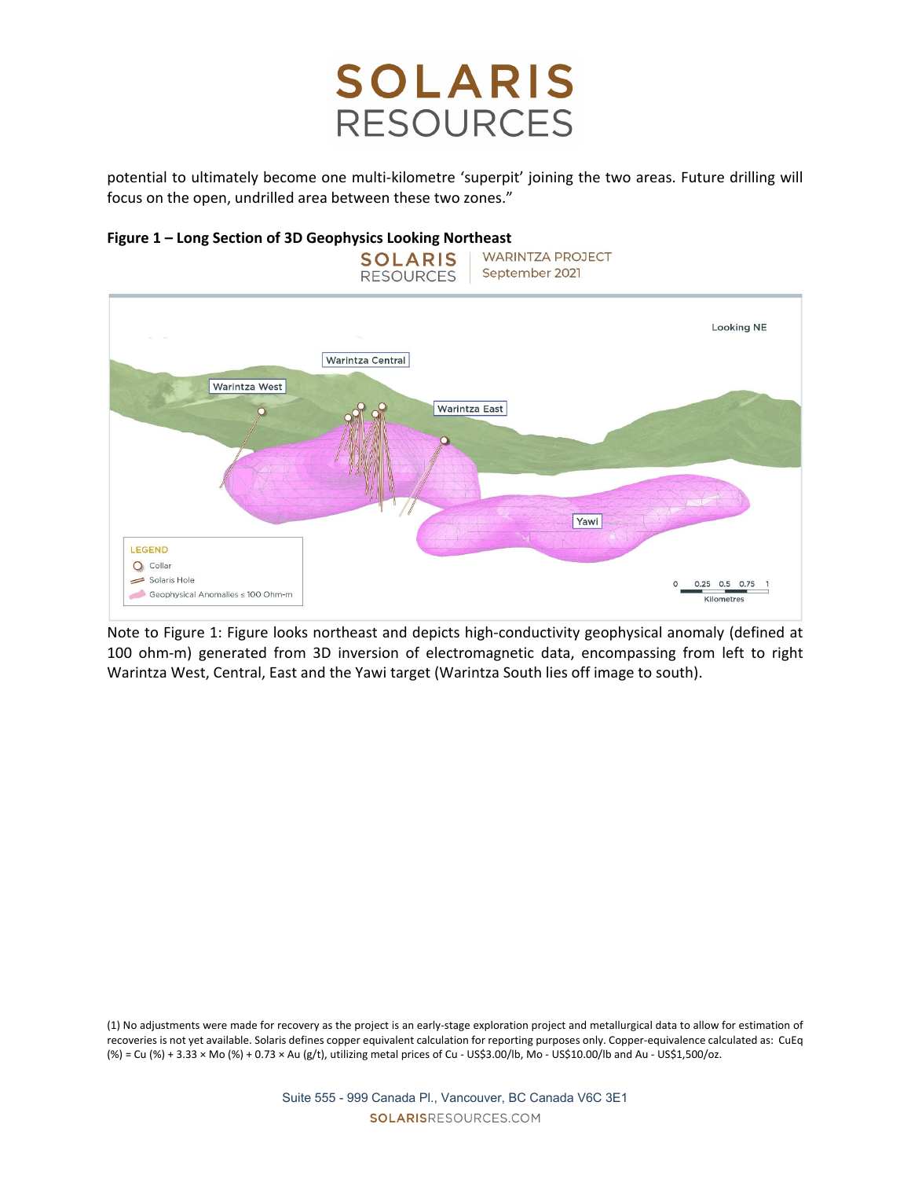potential to ultimately become one multi-kilometre 'superpit' joining the two areas. Future drilling will focus on the open, undrilled area between these two zones."

**Figure 1 – Long Section of 3D Geophysics Looking Northeast**

Note to Figure 1: Figure looks northeast and depicts high-conductivity geophysical anomaly (defined at 100 ohm-m) generated from 3D inversion of electromagnetic data, encompassing from left to right Warintza West, Central, East and the Yawi target (Warintza South lies off image to south).

(1) No adjustments were made for recovery as the project is an early-stage exploration project and metallurgical data to allow for estimation of recoveries is not yet available. Solaris defines copper equivalent calculation for reporting purposes only. Copper-equivalence calculated as: CuEq (%) = Cu (%) + 3.33 × Mo (%) + 0.73 × Au (g/t), utilizing metal prices of Cu - US\$3.00/lb, Mo - US\$10.00/lb and Au - US\$1,500/oz.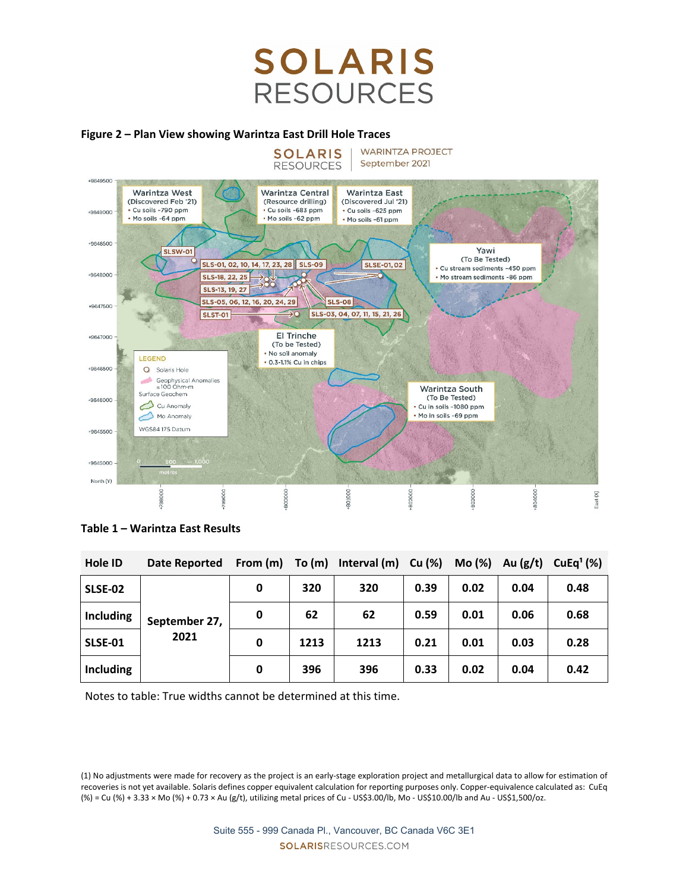**Figure 2 – Plan View showing Warintza East Drill Hole Traces**

**Table 1 – Warintza East Results**

| Hole ID | Date Reported | From (m) | To (m) | Interval (m) | Cu (%) | Mo (%) | Au (g/t) | CuEq[1] (%) |
|---|---|---|---|---|---|---|---|---|
| SLSE-02 | September 27, 2021 | 0 | 320 | 320 | 0.39 | 0.02 | 0.04 | 0.48 |
| Including | | 0 | 62 | 62 | 0.59 | 0.01 | 0.06 | 0.68 |
| SLSE-01 | | 0 | 1213 | 1213 | 0.21 | 0.01 | 0.03 | 0.28 |
| Including | | 0 | 396 | 396 | 0.33 | 0.02 | 0.04 | 0.42 |

Notes to table: True widths cannot be determined at this time.

(1) No adjustments were made for recovery as the project is an early-stage exploration project and metallurgical data to allow for estimation of recoveries is not yet available. Solaris defines copper equivalent calculation for reporting purposes only. Copper-equivalence calculated as: CuEq (%) = Cu (%) + 3.33 × Mo (%) + 0.73 × Au (g/t), utilizing metal prices of Cu - US$3.00/lb, Mo - US$10.00/lb and Au - US$1,500/oz.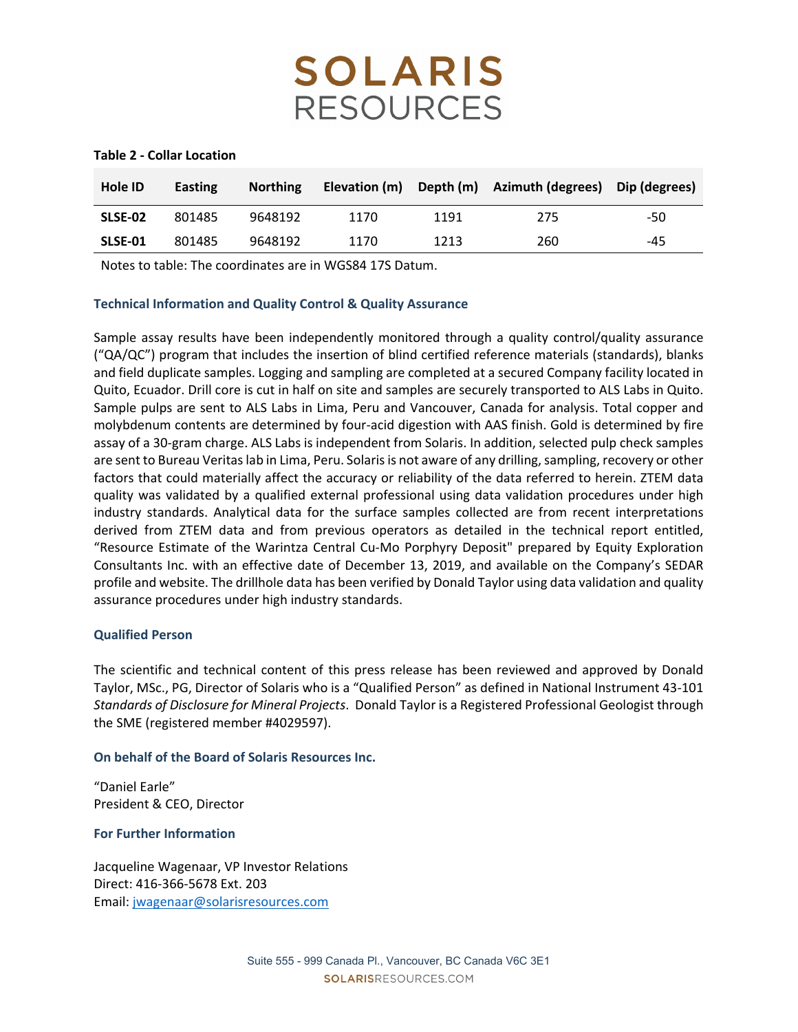**Table 2 - Collar Location**

| Hole ID | Easting | Northing | Elevation (m) | Depth (m) | Azimuth (degrees) | Dip (degrees) |
|---|---|---|---|---|---|---|
| **SLSE-02** | 801485 | 9648192 | 1170 | 1191 | 275 | -50 |
| **SLSE-01** | 801485 | 9648192 | 1170 | 1213 | 260 | -45 |

Notes to table: The coordinates are in WGS84 17S Datum.

### Technical Information and Quality Control & Quality Assurance

Sample assay results have been independently monitored through a quality control/quality assurance ("QA/QC") program that includes the insertion of blind certified reference materials (standards), blanks and field duplicate samples. Logging and sampling are completed at a secured Company facility located in Quito, Ecuador. Drill core is cut in half on site and samples are securely transported to ALS Labs in Quito. Sample pulps are sent to ALS Labs in Lima, Peru and Vancouver, Canada for analysis. Total copper and molybdenum contents are determined by four-acid digestion with AAS finish. Gold is determined by fire assay of a 30-gram charge. ALS Labs is independent from Solaris. In addition, selected pulp check samples are sent to Bureau Veritas lab in Lima, Peru. Solaris is not aware of any drilling, sampling, recovery or other factors that could materially affect the accuracy or reliability of the data referred to herein. ZTEM data quality was validated by a qualified external professional using data validation procedures under high industry standards. Analytical data for the surface samples collected are from recent interpretations derived from ZTEM data and from previous operators as detailed in the technical report entitled, "Resource Estimate of the Warintza Central Cu-Mo Porphyry Deposit" prepared by Equity Exploration Consultants Inc. with an effective date of December 13, 2019, and available on the Company's SEDAR profile and website. The drillhole data has been verified by Donald Taylor using data validation and quality assurance procedures under high industry standards.

### Qualified Person

The scientific and technical content of this press release has been reviewed and approved by Donald Taylor, MSc., PG, Director of Solaris who is a "Qualified Person" as defined in National Instrument 43-101 *Standards of Disclosure for Mineral Projects*. Donald Taylor is a Registered Professional Geologist through the SME (registered member #4029597).

### On behalf of the Board of Solaris Resources Inc.

"Daniel Earle"
President & CEO, Director

### For Further Information

Jacqueline Wagenaar, VP Investor Relations
Direct: 416-366-5678 Ext. 203
Email: jwagenaar@solarisresources.com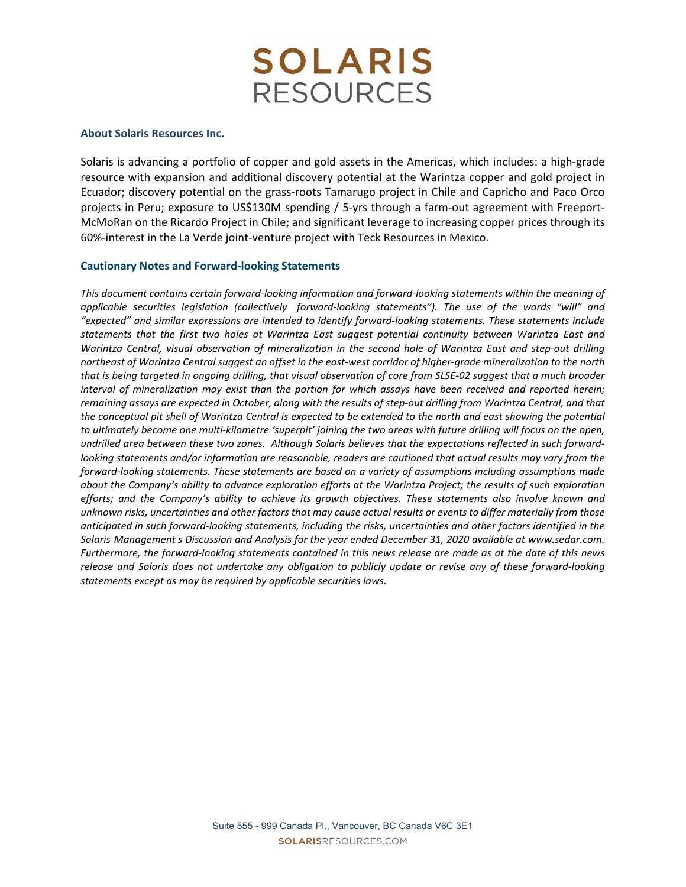**SOLARIS RESOURCES**

## About Solaris Resources Inc.

Solaris is advancing a portfolio of copper and gold assets in the Americas, which includes: a high-grade resource with expansion and additional discovery potential at the Warintza copper and gold project in Ecuador; discovery potential on the grass-roots Tamarugo project in Chile and Capricho and Paco Orco projects in Peru; exposure to US$130M spending / 5-yrs through a farm-out agreement with Freeport-McMoRan on the Ricardo Project in Chile; and significant leverage to increasing copper prices through its 60%-interest in the La Verde joint-venture project with Teck Resources in Mexico.

## Cautionary Notes and Forward-looking Statements

*This document contains certain forward-looking information and forward-looking statements within the meaning of applicable securities legislation (collectively forward-looking statements"). The use of the words "will" and "expected" and similar expressions are intended to identify forward-looking statements. These statements include statements that the first two holes at Warintza East suggest potential continuity between Warintza East and Warintza Central, visual observation of mineralization in the second hole of Warintza East and step-out drilling northeast of Warintza Central suggest an offset in the east-west corridor of higher-grade mineralization to the north that is being targeted in ongoing drilling, that visual observation of core from SLSE-02 suggest that a much broader interval of mineralization may exist than the portion for which assays have been received and reported herein; remaining assays are expected in October, along with the results of step-out drilling from Warintza Central, and that the conceptual pit shell of Warintza Central is expected to be extended to the north and east showing the potential to ultimately become one multi-kilometre 'superpit' joining the two areas with future drilling will focus on the open, undrilled area between these two zones. Although Solaris believes that the expectations reflected in such forward-looking statements and/or information are reasonable, readers are cautioned that actual results may vary from the forward-looking statements. These statements are based on a variety of assumptions including assumptions made about the Company's ability to advance exploration efforts at the Warintza Project; the results of such exploration efforts; and the Company's ability to achieve its growth objectives. These statements also involve known and unknown risks, uncertainties and other factors that may cause actual results or events to differ materially from those anticipated in such forward-looking statements, including the risks, uncertainties and other factors identified in the Solaris Management s Discussion and Analysis for the year ended December 31, 2020 available at www.sedar.com. Furthermore, the forward-looking statements contained in this news release are made as at the date of this news release and Solaris does not undertake any obligation to publicly update or revise any of these forward-looking statements except as may be required by applicable securities laws.*

Suite 555 - 999 Canada Pl., Vancouver, BC Canada V6C 3E1
SOLARISRESOURCES.COM